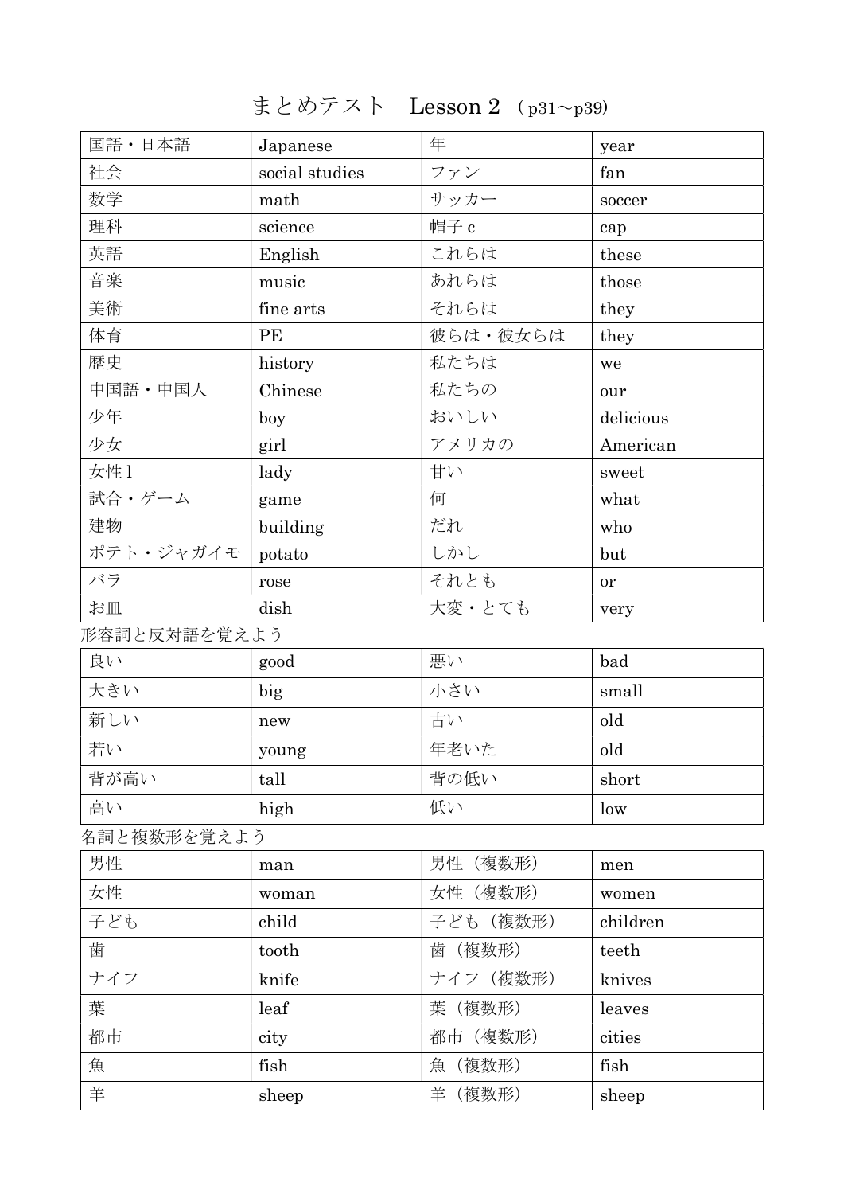# まとめテスト　Lesson 2 （p31～p39）

| 国語・日本語 | Japanese | 年 | year |
|---|---|---|---|
| 社会 | social studies | ファン | fan |
| 数学 | math | サッカー | soccer |
| 理科 | science | 帽子 c | cap |
| 英語 | English | これらは | these |
| 音楽 | music | あれらは | those |
| 美術 | fine arts | それらは | they |
| 体育 | PE | 彼らは・彼女らは | they |
| 歴史 | history | 私たちは | we |
| 中国語・中国人 | Chinese | 私たちの | our |
| 少年 | boy | おいしい | delicious |
| 少女 | girl | アメリカの | American |
| 女性 l | lady | 甘い | sweet |
| 試合・ゲーム | game | 何 | what |
| 建物 | building | だれ | who |
| ポテト・ジャガイモ | potato | しかし | but |
| バラ | rose | それとも | or |
| お皿 | dish | 大変・とても | very |

形容詞と反対語を覚えよう

| 良い | good | 悪い | bad |
|---|---|---|---|
| 大きい | big | 小さい | small |
| 新しい | new | 古い | old |
| 若い | young | 年老いた | old |
| 背が高い | tall | 背の低い | short |
| 高い | high | 低い | low |

名詞と複数形を覚えよう

| 男性 | man | 男性（複数形） | men |
|---|---|---|---|
| 女性 | woman | 女性（複数形） | women |
| 子ども | child | 子ども（複数形） | children |
| 歯 | tooth | 歯（複数形） | teeth |
| ナイフ | knife | ナイフ（複数形） | knives |
| 葉 | leaf | 葉（複数形） | leaves |
| 都市 | city | 都市（複数形） | cities |
| 魚 | fish | 魚（複数形） | fish |
| 羊 | sheep | 羊（複数形） | sheep |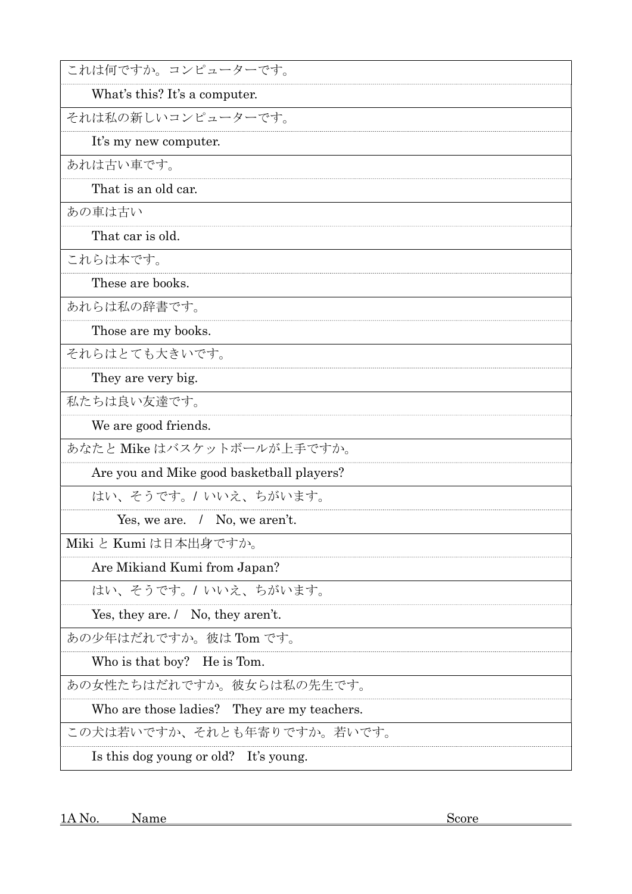| |
|---|
| これは何ですか。コンピューターです。 |
| What's this? It's a computer. |
| それは私の新しいコンピューターです。 |
| It's my new computer. |
| あれは古い車です。 |
| That is an old car. |
| あの車は古い |
| That car is old. |
| これらは本です。 |
| These are books. |
| あれらは私の辞書です。 |
| Those are my books. |
| それらはとても大きいです。 |
| They are very big. |
| 私たちは良い友達です。 |
| We are good friends. |
| あなたと Mike はバスケットボールが上手ですか。 |
| Are you and Mike good basketball players? |
| はい、そうです。/ いいえ、ちがいます。 |
| Yes, we are. / No, we aren't. |
| Miki と Kumi は日本出身ですか。 |
| Are Mikiand Kumi from Japan? |
| はい、そうです。/ いいえ、ちがいます。 |
| Yes, they are. / No, they aren't. |
| あの少年はだれですか。彼は Tom です。 |
| Who is that boy? He is Tom. |
| あの女性たちはだれですか。彼女らは私の先生です。 |
| Who are those ladies? They are my teachers. |
| この犬は若いですか、それとも年寄りですか。若いです。 |
| Is this dog young or old? It's young. |

1A No. Name Score